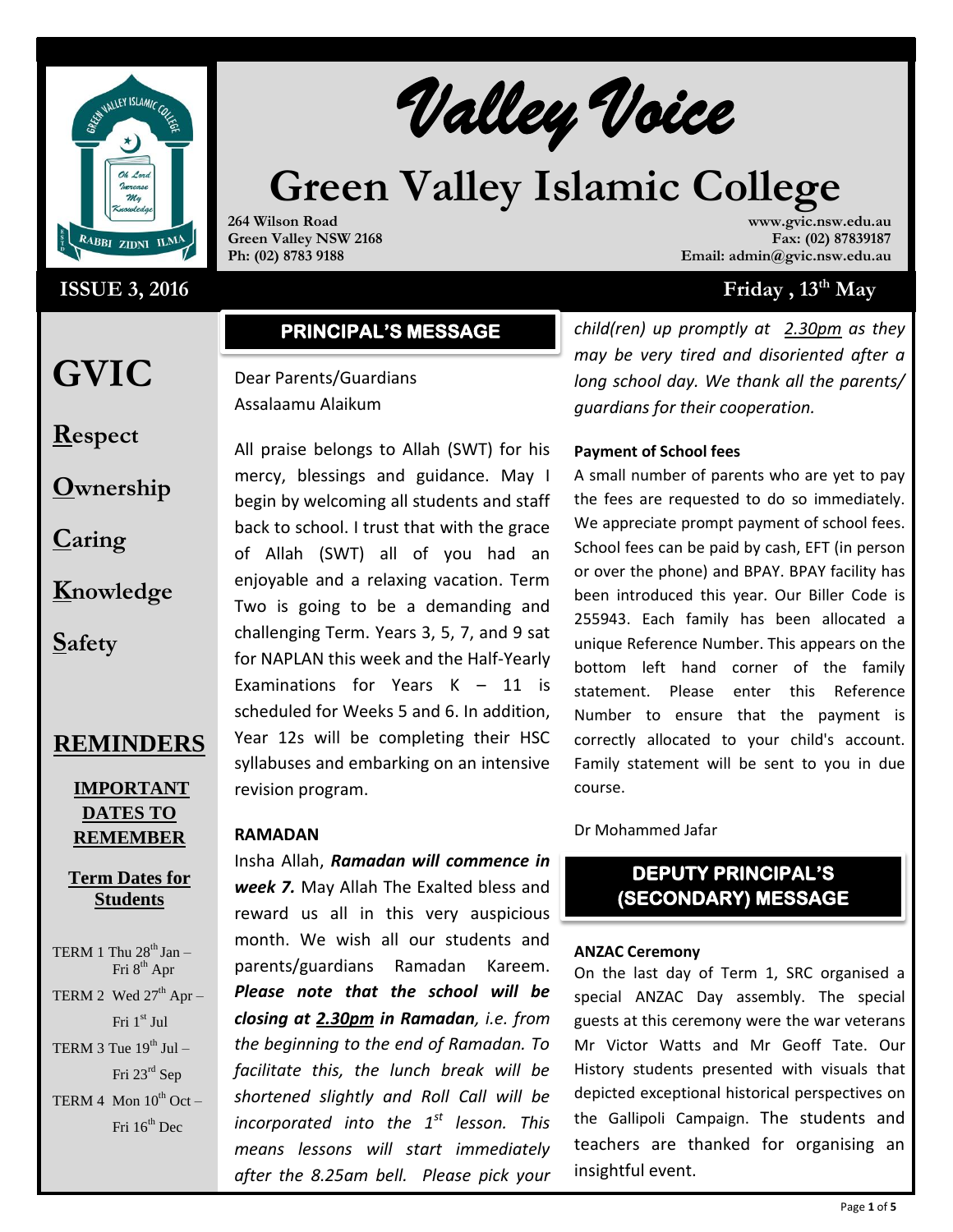# Valley Voice

# Green Valley Islamic College

264 Wilson Road
Green Valley NSW 2168
Ph: (02) 8783 9188

www.gvic.nsw.edu.au
Fax: (02) 87839187
Email: admin@gvic.nsw.edu.au

**ISSUE 3, 2016** — **Friday , 13th May**

## GVIC

**R**espect

**O**wnership

**C**aring

**K**nowledge

**S**afety

## REMINDERS

**IMPORTANT DATES TO REMEMBER**

**Term Dates for Students**

TERM 1 Thu 28th Jan – Fri 8th Apr
TERM 2 Wed 27th Apr – Fri 1st Jul
TERM 3 Tue 19th Jul – Fri 23rd Sep
TERM 4 Mon 10th Oct – Fri 16th Dec

## PRINCIPAL'S MESSAGE

Dear Parents/Guardians
Assalaamu Alaikum

All praise belongs to Allah (SWT) for his mercy, blessings and guidance. May I begin by welcoming all students and staff back to school. I trust that with the grace of Allah (SWT) all of you had an enjoyable and a relaxing vacation. Term Two is going to be a demanding and challenging Term. Years 3, 5, 7, and 9 sat for NAPLAN this week and the Half-Yearly Examinations for Years K – 11 is scheduled for Weeks 5 and 6. In addition, Year 12s will be completing their HSC syllabuses and embarking on an intensive revision program.

**RAMADAN**

Insha Allah, ***Ramadan will commence in week 7.*** May Allah The Exalted bless and reward us all in this very auspicious month. We wish all our students and parents/guardians Ramadan Kareem. ***Please note that the school will be closing at 2.30pm in Ramadan****, i.e. from the beginning to the end of Ramadan. To facilitate this, the lunch break will be shortened slightly and Roll Call will be incorporated into the 1st lesson. This means lessons will start immediately after the 8.25am bell. Please pick your child(ren) up promptly at 2.30pm as they may be very tired and disoriented after a long school day. We thank all the parents/ guardians for their cooperation.*

**Payment of School fees**

A small number of parents who are yet to pay the fees are requested to do so immediately. We appreciate prompt payment of school fees. School fees can be paid by cash, EFT (in person or over the phone) and BPAY. BPAY facility has been introduced this year. Our Biller Code is 255943. Each family has been allocated a unique Reference Number. This appears on the bottom left hand corner of the family statement. Please enter this Reference Number to ensure that the payment is correctly allocated to your child's account. Family statement will be sent to you in due course.

Dr Mohammed Jafar

## DEPUTY PRINCIPAL'S (SECONDARY) MESSAGE

**ANZAC Ceremony**

On the last day of Term 1, SRC organised a special ANZAC Day assembly. The special guests at this ceremony were the war veterans Mr Victor Watts and Mr Geoff Tate. Our History students presented with visuals that depicted exceptional historical perspectives on the Gallipoli Campaign. The students and teachers are thanked for organising an insightful event.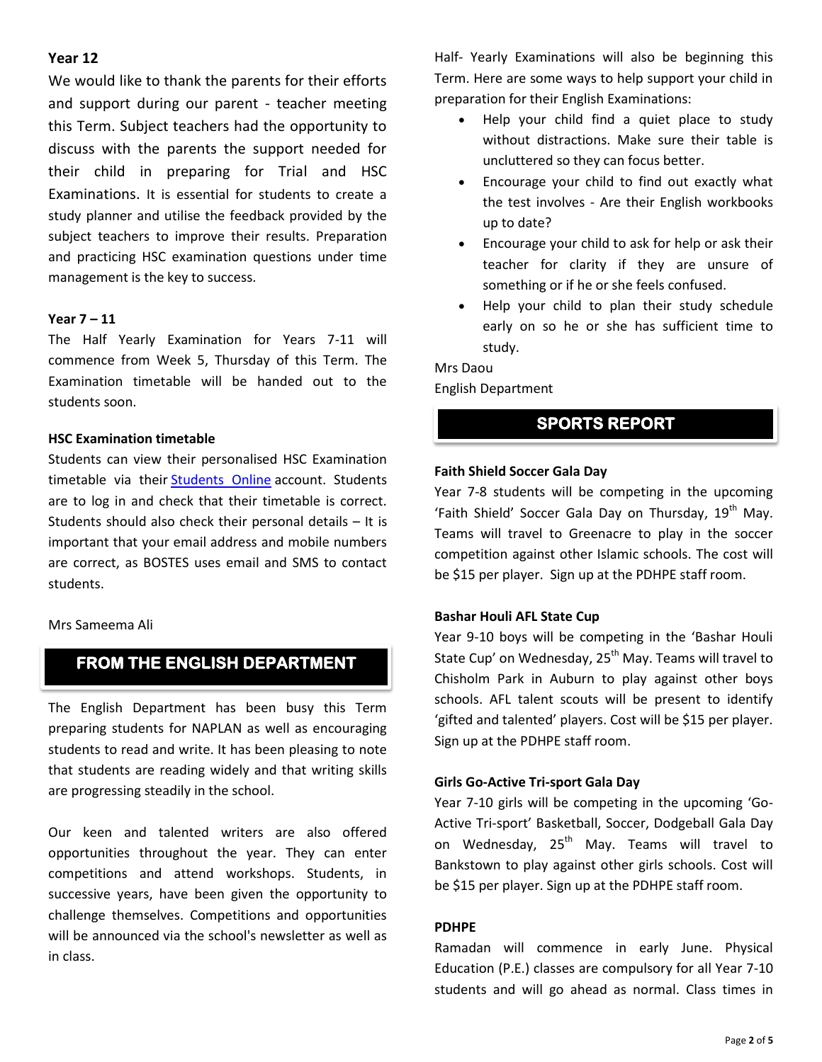**Year 12**

We would like to thank the parents for their efforts and support during our parent - teacher meeting this Term. Subject teachers had the opportunity to discuss with the parents the support needed for their child in preparing for Trial and HSC Examinations. It is essential for students to create a study planner and utilise the feedback provided by the subject teachers to improve their results. Preparation and practicing HSC examination questions under time management is the key to success.

**Year 7 – 11**

The Half Yearly Examination for Years 7-11 will commence from Week 5, Thursday of this Term. The Examination timetable will be handed out to the students soon.

**HSC Examination timetable**

Students can view their personalised HSC Examination timetable via their Students Online account. Students are to log in and check that their timetable is correct. Students should also check their personal details – It is important that your email address and mobile numbers are correct, as BOSTES uses email and SMS to contact students.

Mrs Sameema Ali

## FROM THE ENGLISH DEPARTMENT

The English Department has been busy this Term preparing students for NAPLAN as well as encouraging students to read and write. It has been pleasing to note that students are reading widely and that writing skills are progressing steadily in the school.

Our keen and talented writers are also offered opportunities throughout the year. They can enter competitions and attend workshops. Students, in successive years, have been given the opportunity to challenge themselves. Competitions and opportunities will be announced via the school's newsletter as well as in class.

Half- Yearly Examinations will also be beginning this Term. Here are some ways to help support your child in preparation for their English Examinations:

- Help your child find a quiet place to study without distractions. Make sure their table is uncluttered so they can focus better.
- Encourage your child to find out exactly what the test involves - Are their English workbooks up to date?
- Encourage your child to ask for help or ask their teacher for clarity if they are unsure of something or if he or she feels confused.
- Help your child to plan their study schedule early on so he or she has sufficient time to study.

Mrs Daou
English Department

## SPORTS REPORT

**Faith Shield Soccer Gala Day**

Year 7-8 students will be competing in the upcoming 'Faith Shield' Soccer Gala Day on Thursday, 19th May. Teams will travel to Greenacre to play in the soccer competition against other Islamic schools. The cost will be $15 per player. Sign up at the PDHPE staff room.

**Bashar Houli AFL State Cup**

Year 9-10 boys will be competing in the 'Bashar Houli State Cup' on Wednesday, 25th May. Teams will travel to Chisholm Park in Auburn to play against other boys schools. AFL talent scouts will be present to identify 'gifted and talented' players. Cost will be $15 per player. Sign up at the PDHPE staff room.

**Girls Go-Active Tri-sport Gala Day**

Year 7-10 girls will be competing in the upcoming 'Go-Active Tri-sport' Basketball, Soccer, Dodgeball Gala Day on Wednesday, 25th May. Teams will travel to Bankstown to play against other girls schools. Cost will be $15 per player. Sign up at the PDHPE staff room.

**PDHPE**

Ramadan will commence in early June. Physical Education (P.E.) classes are compulsory for all Year 7-10 students and will go ahead as normal. Class times in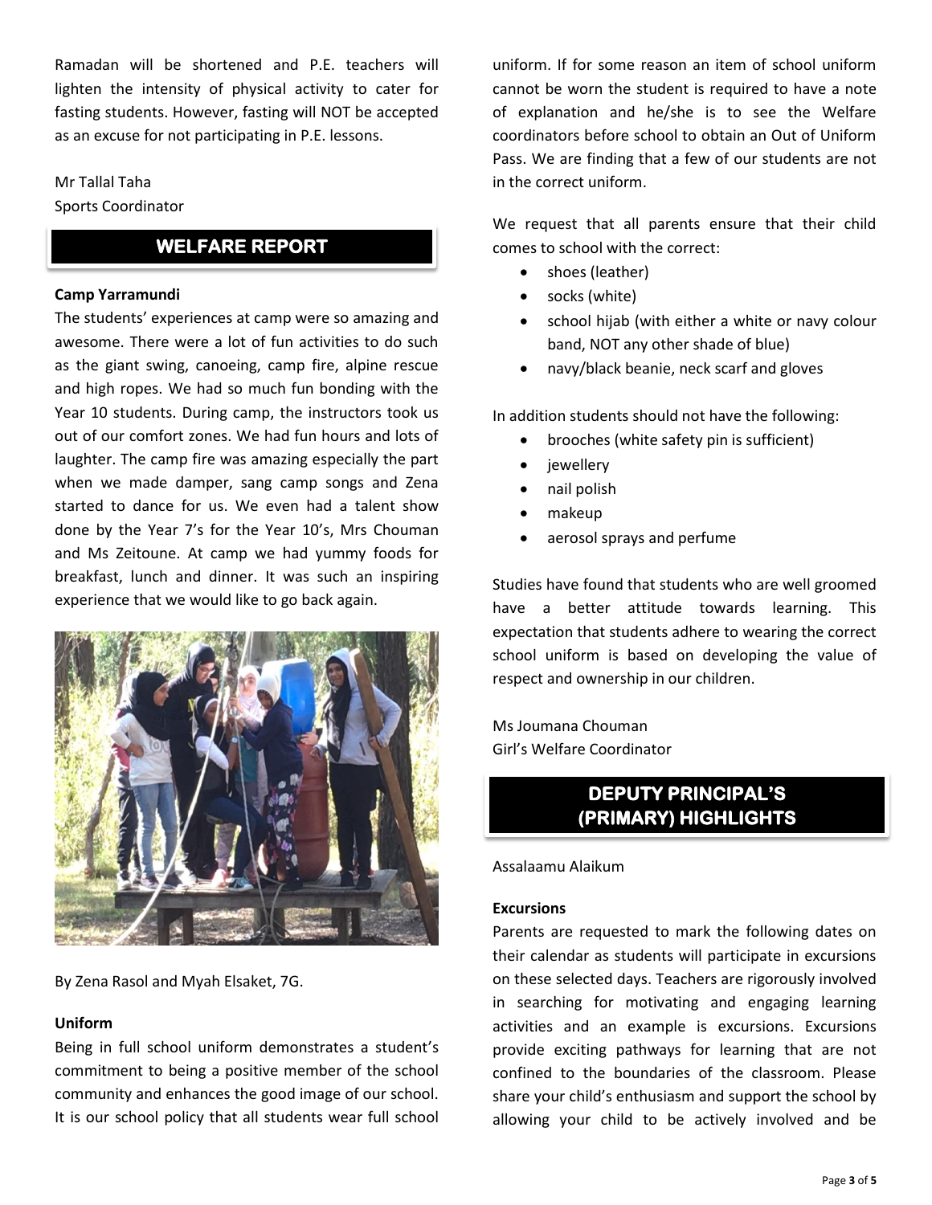Ramadan will be shortened and P.E. teachers will lighten the intensity of physical activity to cater for fasting students. However, fasting will NOT be accepted as an excuse for not participating in P.E. lessons.

Mr Tallal Taha
Sports Coordinator

## WELFARE REPORT

**Camp Yarramundi**

The students' experiences at camp were so amazing and awesome. There were a lot of fun activities to do such as the giant swing, canoeing, camp fire, alpine rescue and high ropes. We had so much fun bonding with the Year 10 students. During camp, the instructors took us out of our comfort zones. We had fun hours and lots of laughter. The camp fire was amazing especially the part when we made damper, sang camp songs and Zena started to dance for us. We even had a talent show done by the Year 7's for the Year 10's, Mrs Chouman and Ms Zeitoune. At camp we had yummy foods for breakfast, lunch and dinner. It was such an inspiring experience that we would like to go back again.

By Zena Rasol and Myah Elsaket, 7G.

**Uniform**

Being in full school uniform demonstrates a student's commitment to being a positive member of the school community and enhances the good image of our school. It is our school policy that all students wear full school uniform. If for some reason an item of school uniform cannot be worn the student is required to have a note of explanation and he/she is to see the Welfare coordinators before school to obtain an Out of Uniform Pass. We are finding that a few of our students are not in the correct uniform.

We request that all parents ensure that their child comes to school with the correct:

- shoes (leather)
- socks (white)
- school hijab (with either a white or navy colour band, NOT any other shade of blue)
- navy/black beanie, neck scarf and gloves

In addition students should not have the following:

- brooches (white safety pin is sufficient)
- jewellery
- nail polish
- makeup
- aerosol sprays and perfume

Studies have found that students who are well groomed have a better attitude towards learning. This expectation that students adhere to wearing the correct school uniform is based on developing the value of respect and ownership in our children.

Ms Joumana Chouman
Girl's Welfare Coordinator

## DEPUTY PRINCIPAL'S (PRIMARY) HIGHLIGHTS

Assalaamu Alaikum

**Excursions**

Parents are requested to mark the following dates on their calendar as students will participate in excursions on these selected days. Teachers are rigorously involved in searching for motivating and engaging learning activities and an example is excursions. Excursions provide exciting pathways for learning that are not confined to the boundaries of the classroom. Please share your child's enthusiasm and support the school by allowing your child to be actively involved and be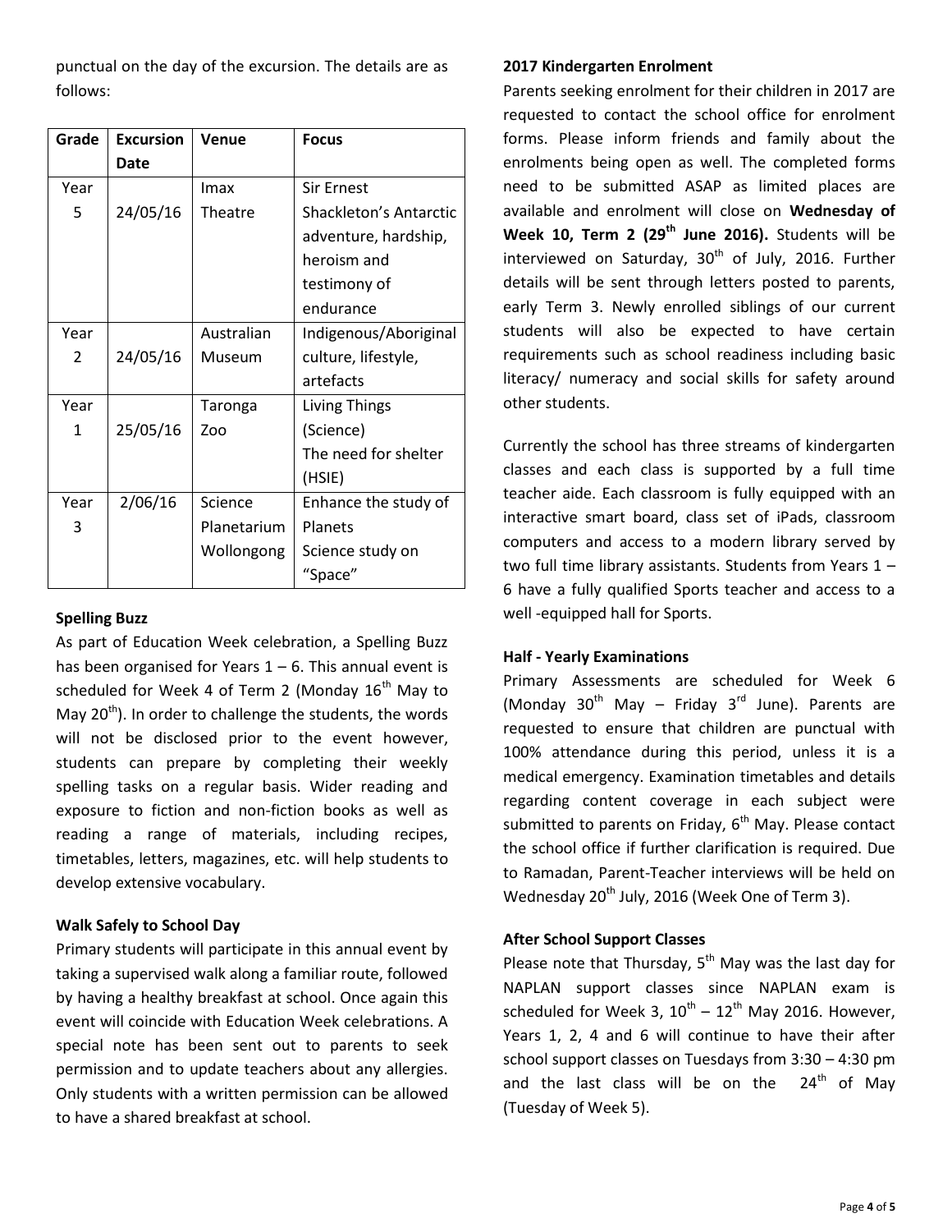punctual on the day of the excursion. The details are as follows:

| Grade | Excursion Date | Venue | Focus |
|---|---|---|---|
| Year 5 | 24/05/16 | Imax Theatre | Sir Ernest Shackleton's Antarctic adventure, hardship, heroism and testimony of endurance |
| Year 2 | 24/05/16 | Australian Museum | Indigenous/Aboriginal culture, lifestyle, artefacts |
| Year 1 | 25/05/16 | Taronga Zoo | Living Things (Science) The need for shelter (HSIE) |
| Year 3 | 2/06/16 | Science Planetarium Wollongong | Enhance the study of Planets Science study on "Space" |

**Spelling Buzz**

As part of Education Week celebration, a Spelling Buzz has been organised for Years 1 – 6. This annual event is scheduled for Week 4 of Term 2 (Monday 16th May to May 20th). In order to challenge the students, the words will not be disclosed prior to the event however, students can prepare by completing their weekly spelling tasks on a regular basis. Wider reading and exposure to fiction and non-fiction books as well as reading a range of materials, including recipes, timetables, letters, magazines, etc. will help students to develop extensive vocabulary.

**Walk Safely to School Day**

Primary students will participate in this annual event by taking a supervised walk along a familiar route, followed by having a healthy breakfast at school. Once again this event will coincide with Education Week celebrations. A special note has been sent out to parents to seek permission and to update teachers about any allergies. Only students with a written permission can be allowed to have a shared breakfast at school.

**2017 Kindergarten Enrolment**

Parents seeking enrolment for their children in 2017 are requested to contact the school office for enrolment forms. Please inform friends and family about the enrolments being open as well. The completed forms need to be submitted ASAP as limited places are available and enrolment will close on **Wednesday of Week 10, Term 2 (29th June 2016).** Students will be interviewed on Saturday, 30th of July, 2016. Further details will be sent through letters posted to parents, early Term 3. Newly enrolled siblings of our current students will also be expected to have certain requirements such as school readiness including basic literacy/ numeracy and social skills for safety around other students.

Currently the school has three streams of kindergarten classes and each class is supported by a full time teacher aide. Each classroom is fully equipped with an interactive smart board, class set of iPads, classroom computers and access to a modern library served by two full time library assistants. Students from Years 1 – 6 have a fully qualified Sports teacher and access to a well -equipped hall for Sports.

**Half - Yearly Examinations**

Primary Assessments are scheduled for Week 6 (Monday 30th May – Friday 3rd June). Parents are requested to ensure that children are punctual with 100% attendance during this period, unless it is a medical emergency. Examination timetables and details regarding content coverage in each subject were submitted to parents on Friday, 6th May. Please contact the school office if further clarification is required. Due to Ramadan, Parent-Teacher interviews will be held on Wednesday 20th July, 2016 (Week One of Term 3).

**After School Support Classes**

Please note that Thursday, 5th May was the last day for NAPLAN support classes since NAPLAN exam is scheduled for Week 3, 10th – 12th May 2016. However, Years 1, 2, 4 and 6 will continue to have their after school support classes on Tuesdays from 3:30 – 4:30 pm and the last class will be on the 24th of May (Tuesday of Week 5).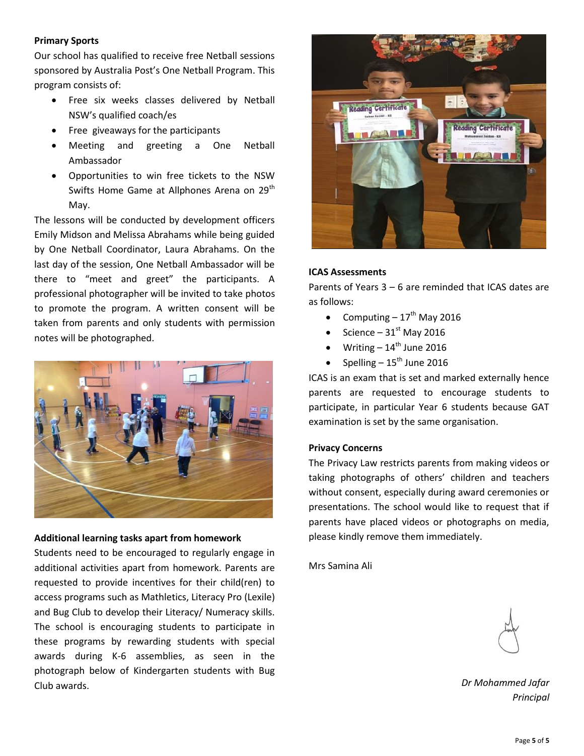**Primary Sports**

Our school has qualified to receive free Netball sessions sponsored by Australia Post's One Netball Program. This program consists of:

- Free six weeks classes delivered by Netball NSW's qualified coach/es
- Free giveaways for the participants
- Meeting and greeting a One Netball Ambassador
- Opportunities to win free tickets to the NSW Swifts Home Game at Allphones Arena on 29th May.

The lessons will be conducted by development officers Emily Midson and Melissa Abrahams while being guided by One Netball Coordinator, Laura Abrahams. On the last day of the session, One Netball Ambassador will be there to "meet and greet" the participants. A professional photographer will be invited to take photos to promote the program. A written consent will be taken from parents and only students with permission notes will be photographed.

**Additional learning tasks apart from homework**

Students need to be encouraged to regularly engage in additional activities apart from homework. Parents are requested to provide incentives for their child(ren) to access programs such as Mathletics, Literacy Pro (Lexile) and Bug Club to develop their Literacy/ Numeracy skills. The school is encouraging students to participate in these programs by rewarding students with special awards during K-6 assemblies, as seen in the photograph below of Kindergarten students with Bug Club awards.

**ICAS Assessments**

Parents of Years 3 – 6 are reminded that ICAS dates are as follows:

- Computing – 17th May 2016
- Science – 31st May 2016
- Writing – 14th June 2016
- Spelling – 15th June 2016

ICAS is an exam that is set and marked externally hence parents are requested to encourage students to participate, in particular Year 6 students because GAT examination is set by the same organisation.

**Privacy Concerns**

The Privacy Law restricts parents from making videos or taking photographs of others' children and teachers without consent, especially during award ceremonies or presentations. The school would like to request that if parents have placed videos or photographs on media, please kindly remove them immediately.

Mrs Samina Ali

*Dr Mohammed Jafar*
*Principal*